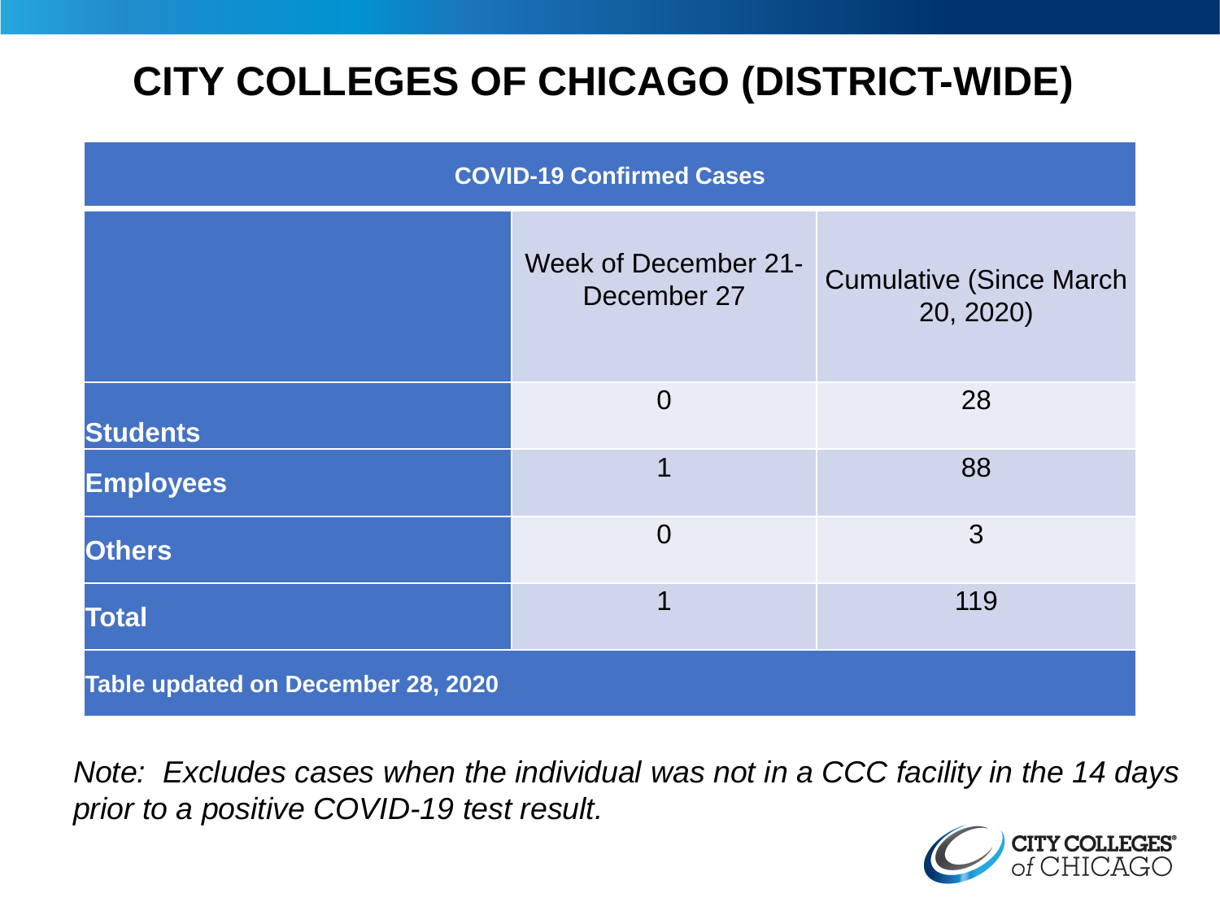# CITY COLLEGES OF CHICAGO (DISTRICT-WIDE)

| COVID-19 Confirmed Cases | | |
|---|---|---|
| | Week of December 21-December 27 | Cumulative (Since March 20, 2020) |
| **Students** | 0 | 28 |
| **Employees** | 1 | 88 |
| **Others** | 0 | 3 |
| **Total** | 1 | 119 |
| **Table updated on December 28, 2020** | | |

*Note: Excludes cases when the individual was not in a CCC facility in the 14 days prior to a positive COVID-19 test result.*

CITY COLLEGES of CHICAGO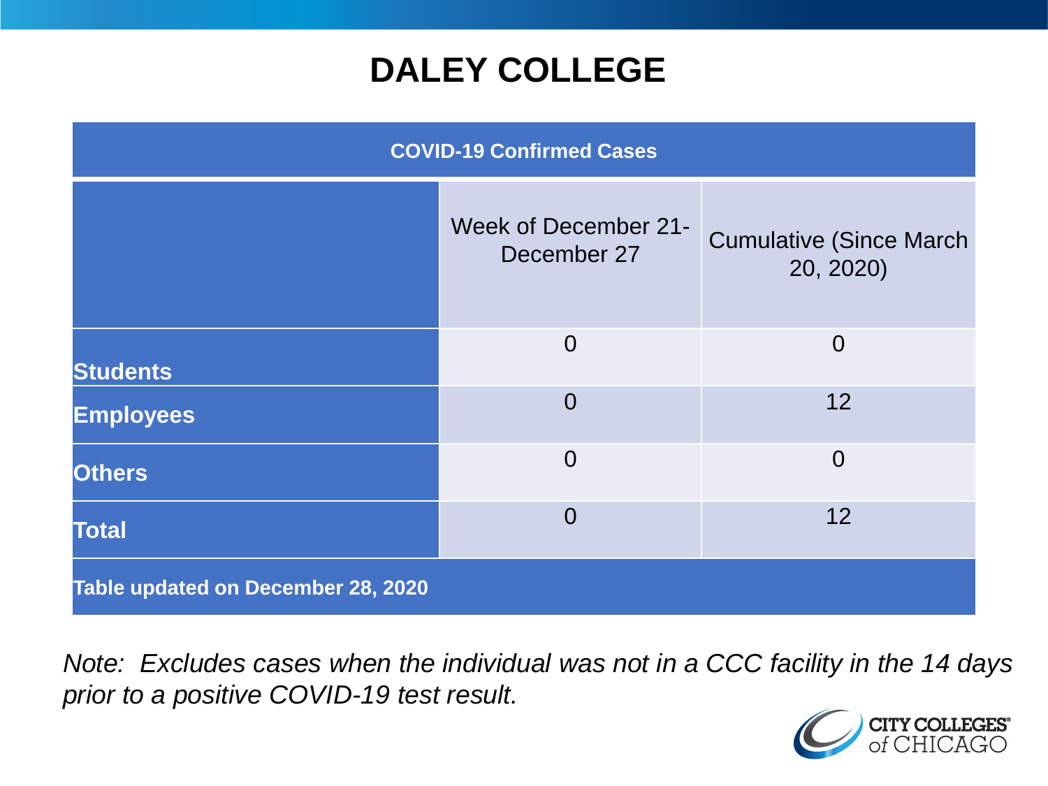# DALEY COLLEGE

| COVID-19 Confirmed Cases | | |
|---|---|---|
| | Week of December 21-December 27 | Cumulative (Since March 20, 2020) |
| **Students** | 0 | 0 |
| **Employees** | 0 | 12 |
| **Others** | 0 | 0 |
| **Total** | 0 | 12 |
| **Table updated on December 28, 2020** | | |

*Note: Excludes cases when the individual was not in a CCC facility in the 14 days prior to a positive COVID-19 test result.*

CITY COLLEGES of CHICAGO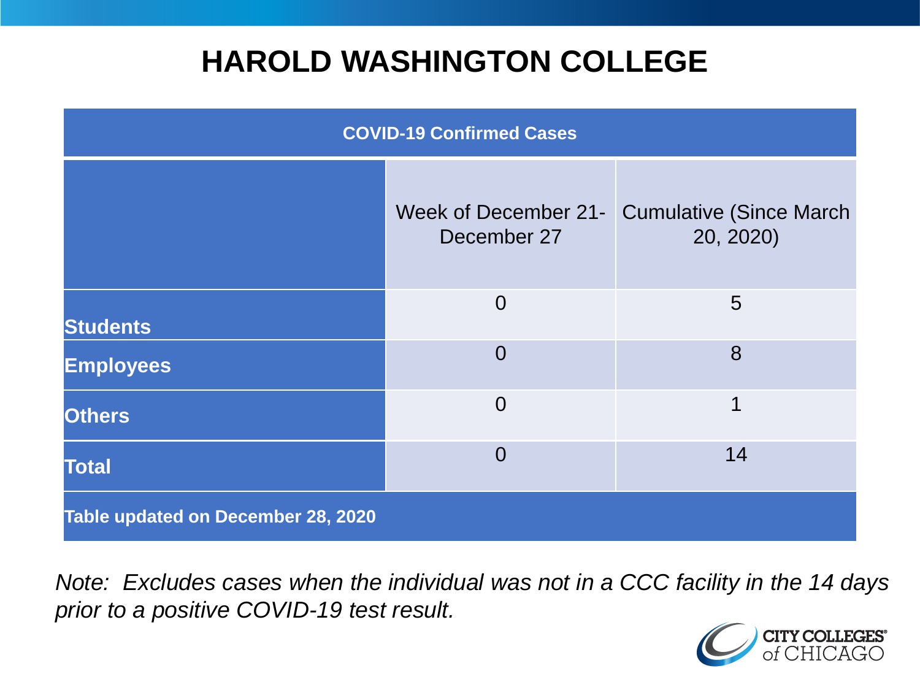# HAROLD WASHINGTON COLLEGE

| COVID-19 Confirmed Cases | | |
|---|---|---|
| | Week of December 21- December 27 | Cumulative (Since March 20, 2020) |
| **Students** | 0 | 5 |
| **Employees** | 0 | 8 |
| **Others** | 0 | 1 |
| **Total** | 0 | 14 |
| **Table updated on December 28, 2020** | | |

*Note: Excludes cases when the individual was not in a CCC facility in the 14 days prior to a positive COVID-19 test result.*

CITY COLLEGES of CHICAGO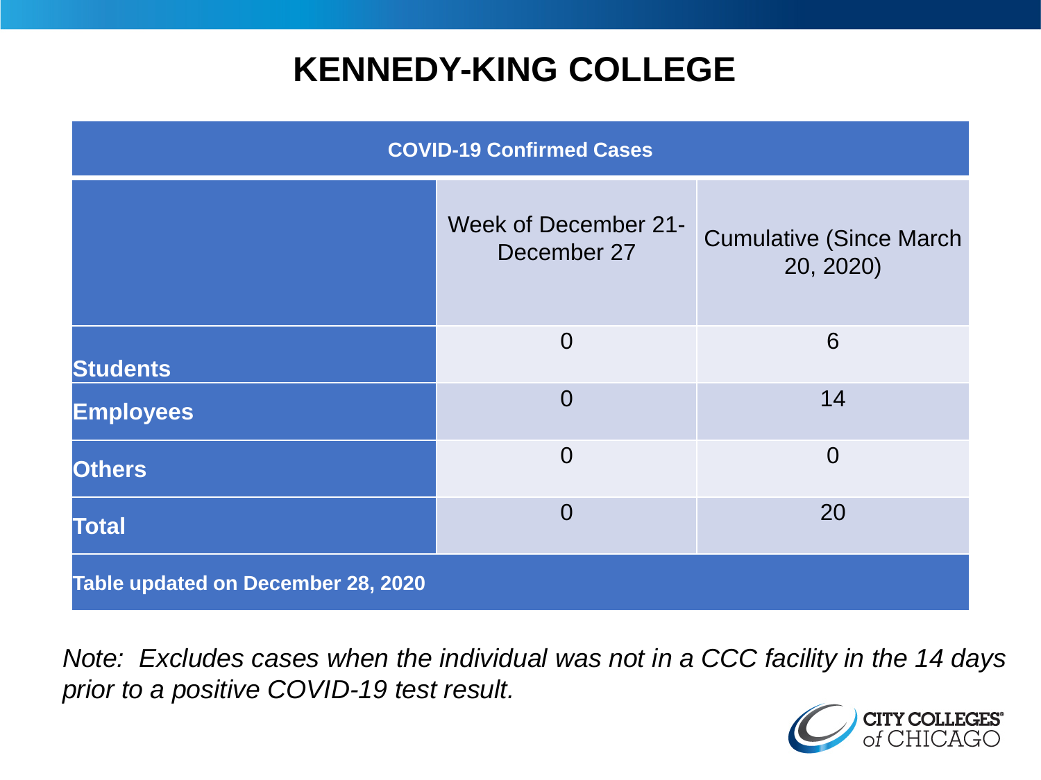# KENNEDY-KING COLLEGE

| COVID-19 Confirmed Cases | | |
|---|---|---|
| | Week of December 21-December 27 | Cumulative (Since March 20, 2020) |
| **Students** | 0 | 6 |
| **Employees** | 0 | 14 |
| **Others** | 0 | 0 |
| **Total** | 0 | 20 |
| **Table updated on December 28, 2020** | | |

*Note: Excludes cases when the individual was not in a CCC facility in the 14 days prior to a positive COVID-19 test result.*

CITY COLLEGES of CHICAGO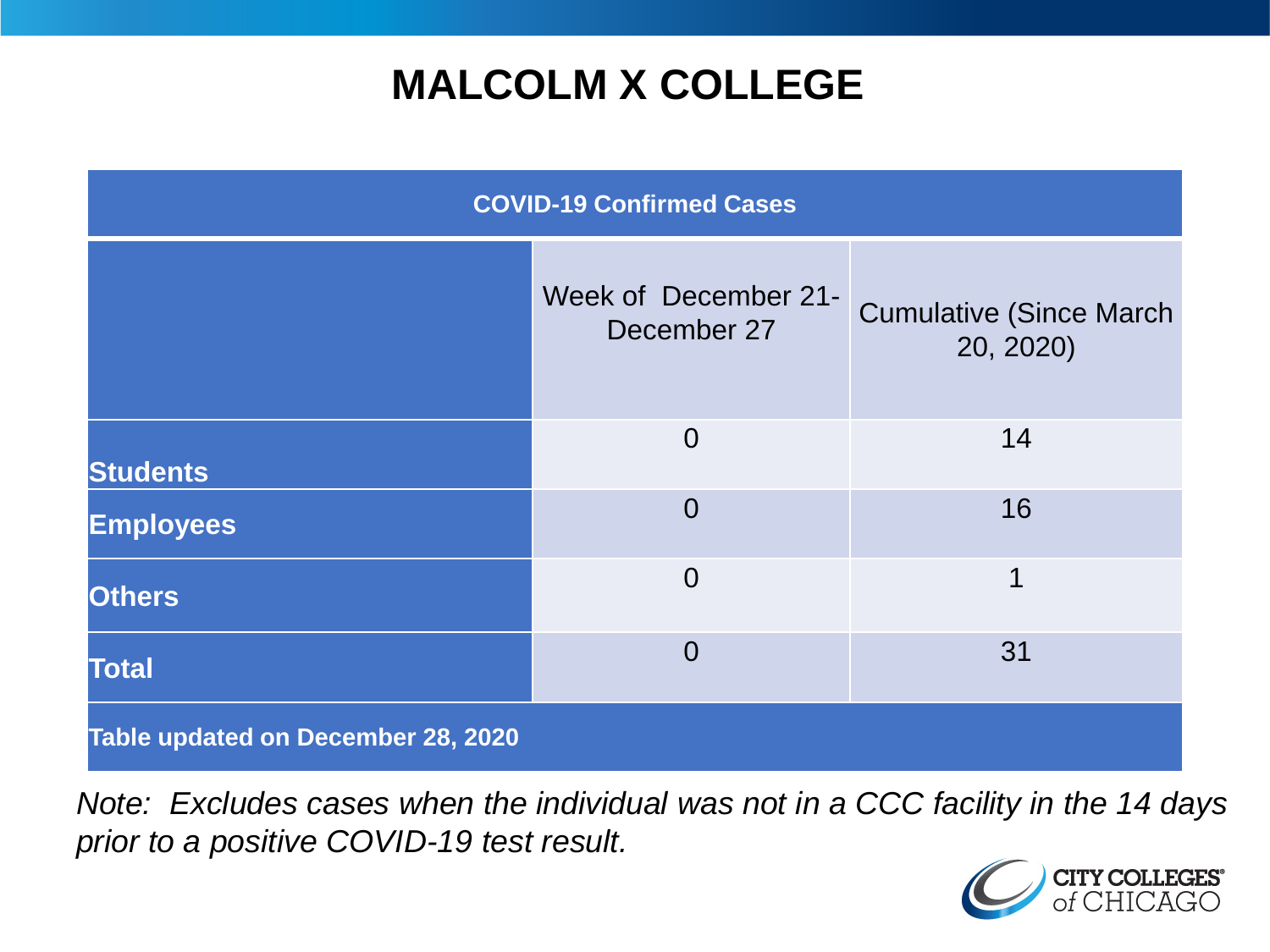# MALCOLM X COLLEGE

| COVID-19 Confirmed Cases | | |
|---|---|---|
| | Week of December 21-December 27 | Cumulative (Since March 20, 2020) |
| **Students** | 0 | 14 |
| **Employees** | 0 | 16 |
| **Others** | 0 | 1 |
| **Total** | 0 | 31 |
| **Table updated on December 28, 2020** | | |

*Note: Excludes cases when the individual was not in a CCC facility in the 14 days prior to a positive COVID-19 test result.*

CITY COLLEGES of CHICAGO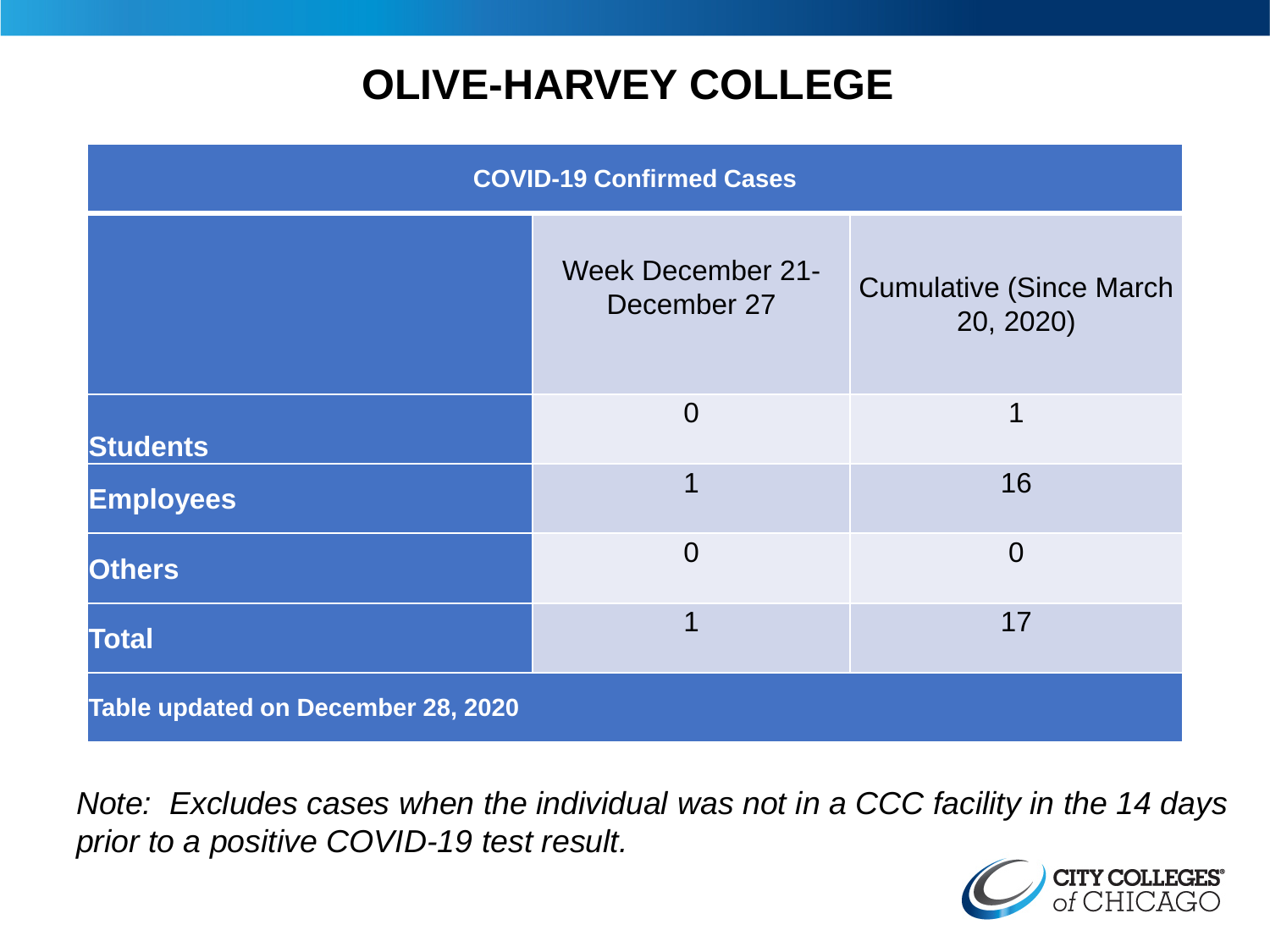# OLIVE-HARVEY COLLEGE

| COVID-19 Confirmed Cases | | |
|---|---|---|
| | Week December 21-December 27 | Cumulative (Since March 20, 2020) |
| **Students** | 0 | 1 |
| **Employees** | 1 | 16 |
| **Others** | 0 | 0 |
| **Total** | 1 | 17 |
| **Table updated on December 28, 2020** | | |

*Note: Excludes cases when the individual was not in a CCC facility in the 14 days prior to a positive COVID-19 test result.*

CITY COLLEGES of CHICAGO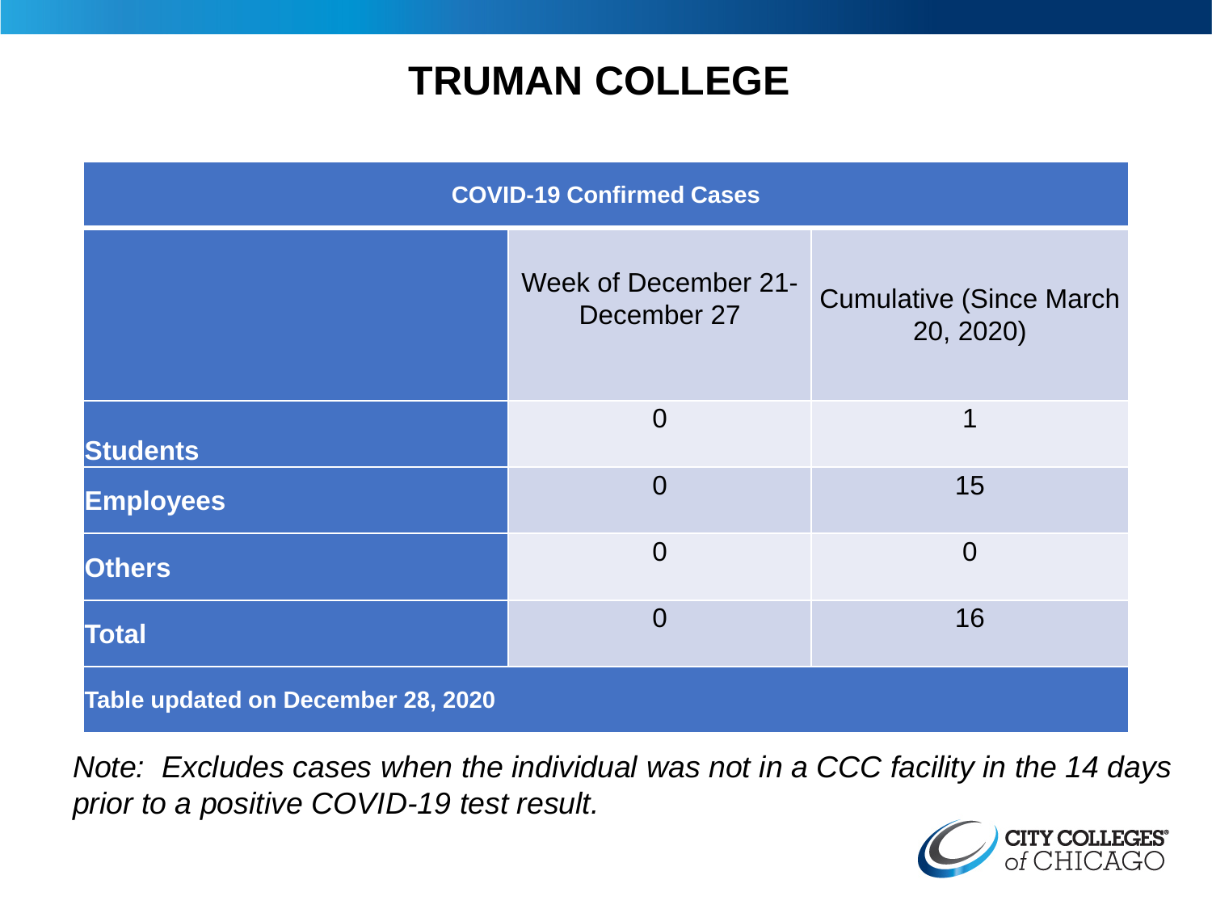# TRUMAN COLLEGE

| COVID-19 Confirmed Cases | | |
|---|---|---|
| | Week of December 21-December 27 | Cumulative (Since March 20, 2020) |
| **Students** | 0 | 1 |
| **Employees** | 0 | 15 |
| **Others** | 0 | 0 |
| **Total** | 0 | 16 |
| **Table updated on December 28, 2020** | | |

*Note: Excludes cases when the individual was not in a CCC facility in the 14 days prior to a positive COVID-19 test result.*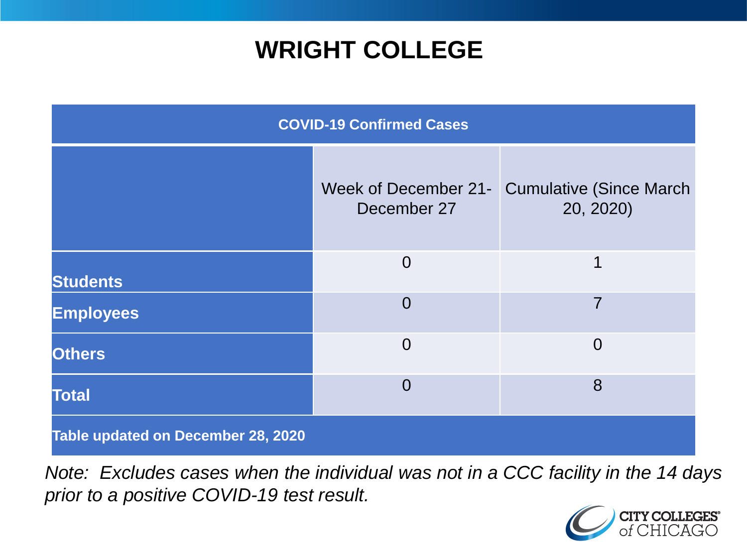# WRIGHT COLLEGE

| COVID-19 Confirmed Cases | | |
|---|---|---|
| | Week of December 21-December 27 | Cumulative (Since March 20, 2020) |
| **Students** | 0 | 1 |
| **Employees** | 0 | 7 |
| **Others** | 0 | 0 |
| **Total** | 0 | 8 |
| **Table updated on December 28, 2020** | | |

*Note: Excludes cases when the individual was not in a CCC facility in the 14 days prior to a positive COVID-19 test result.*

CITY COLLEGES of CHICAGO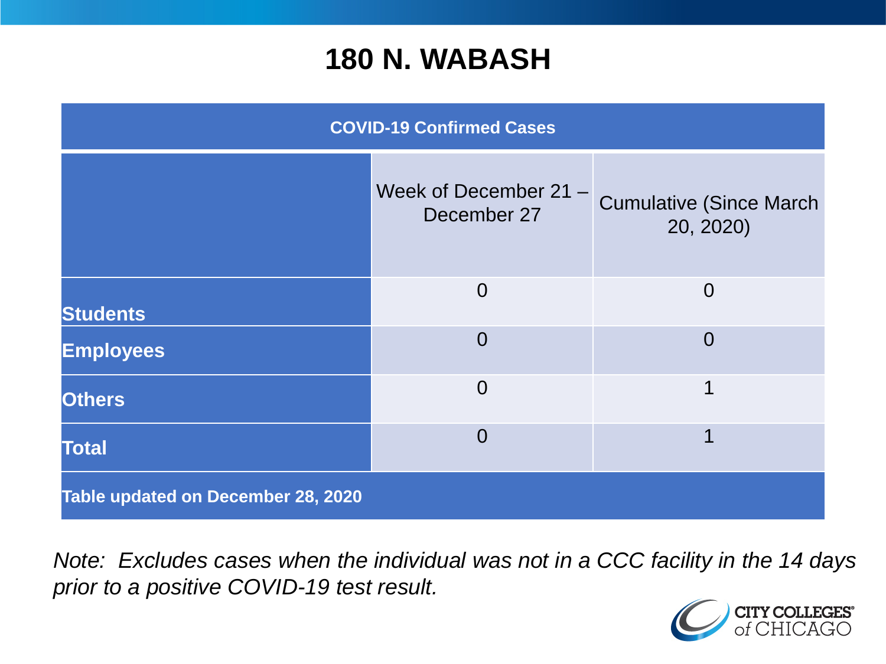# 180 N. WABASH

| COVID-19 Confirmed Cases | | |
|---|---|---|
| | Week of December 21 – December 27 | Cumulative (Since March 20, 2020) |
| **Students** | 0 | 0 |
| **Employees** | 0 | 0 |
| **Others** | 0 | 1 |
| **Total** | 0 | 1 |
| **Table updated on December 28, 2020** | | |

*Note: Excludes cases when the individual was not in a CCC facility in the 14 days prior to a positive COVID-19 test result.*

CITY COLLEGES of CHICAGO